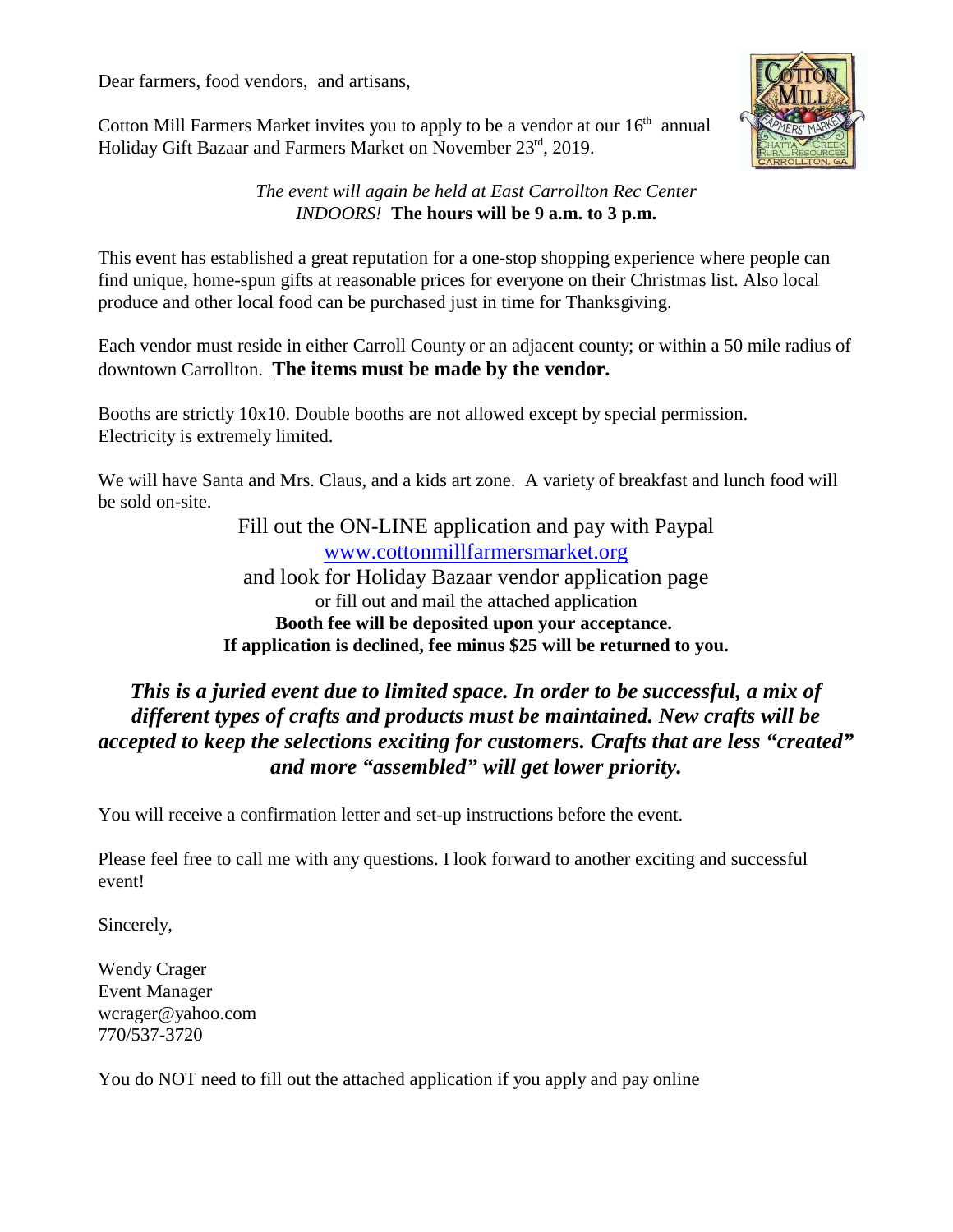Dear farmers, food vendors, and artisans,

Cotton Mill Farmers Market invites you to apply to be a vendor at our 16th annual Holiday Gift Bazaar and Farmers Market on November 23rd, 2019.

*The event will again be held at East Carrollton Rec Center INDOORS!* **The hours will be 9 a.m. to 3 p.m.**

This event has established a great reputation for a one-stop shopping experience where people can find unique, home-spun gifts at reasonable prices for everyone on their Christmas list. Also local produce and other local food can be purchased just in time for Thanksgiving.

Each vendor must reside in either Carroll County or an adjacent county; or within a 50 mile radius of downtown Carrollton. **The items must be made by the vendor.**

Booths are strictly 10x10. Double booths are not allowed except by special permission. Electricity is extremely limited.

We will have Santa and Mrs. Claus, and a kids art zone. A variety of breakfast and lunch food will be sold on-site.

Fill out the ON-LINE application and pay with Paypal
www.cottonmillfarmersmarket.org
and look for Holiday Bazaar vendor application page
or fill out and mail the attached application
**Booth fee will be deposited upon your acceptance.**
**If application is declined, fee minus $25 will be returned to you.**

***This is a juried event due to limited space. In order to be successful, a mix of different types of crafts and products must be maintained. New crafts will be accepted to keep the selections exciting for customers. Crafts that are less "created" and more "assembled" will get lower priority.***

You will receive a confirmation letter and set-up instructions before the event.

Please feel free to call me with any questions. I look forward to another exciting and successful event!

Sincerely,

Wendy Crager
Event Manager
wcrager@yahoo.com
770/537-3720

You do NOT need to fill out the attached application if you apply and pay online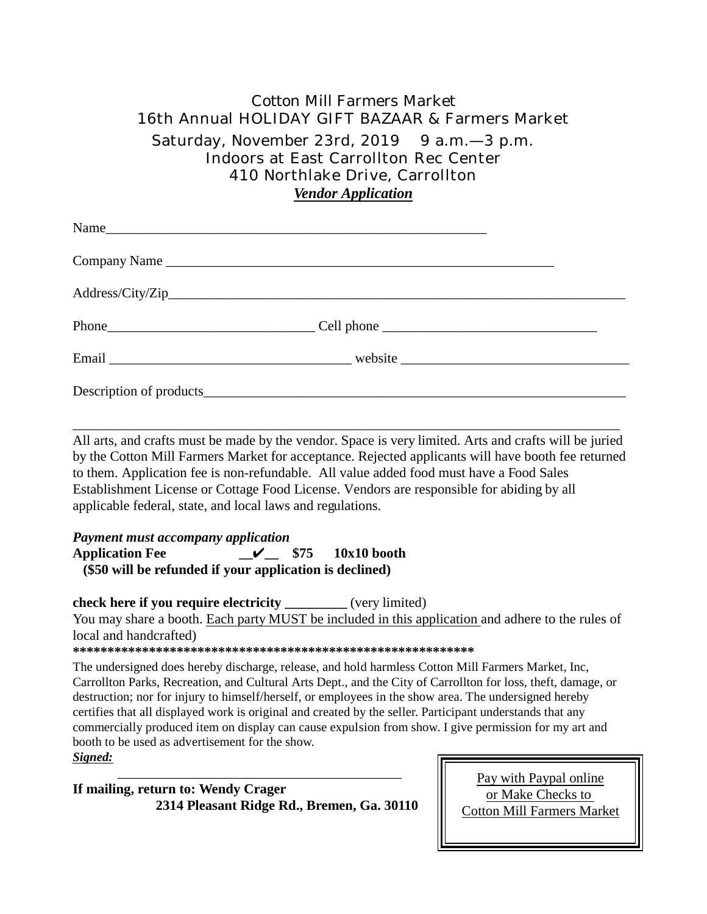# Cotton Mill Farmers Market

## 16th Annual HOLIDAY GIFT BAZAAR & Farmers Market

### Saturday, November 23rd, 2019    9 a.m.—3 p.m.

### Indoors at East Carrollton Rec Center

### 410 Northlake Drive, Carrollton

***Vendor Application***

Name_______________________________________________________

Company Name _________________________________________________________

Address/City/Zip_____________________________________________________________________

Phone____________________________ Cell phone ______________________________

Email ___________________________________ website ________________________________

Description of products_________________________________________________________________

_______________________________________________________________________________

All arts, and crafts must be made by the vendor. Space is very limited. Arts and crafts will be juried by the Cotton Mill Farmers Market for acceptance. Rejected applicants will have booth fee returned to them. Application fee is non-refundable. All value added food must have a Food Sales Establishment License or Cottage Food License. Vendors are responsible for abiding by all applicable federal, state, and local laws and regulations.

***Payment must accompany application***

**Application Fee __✔__ $75 10x10 booth**

**($50 will be refunded if your application is declined)**

**check here if you require electricity _________** (very limited)

You may share a booth. Each party MUST be included in this application and adhere to the rules of local and handcrafted)

************************************************************

The undersigned does hereby discharge, release, and hold harmless Cotton Mill Farmers Market, Inc, Carrollton Parks, Recreation, and Cultural Arts Dept., and the City of Carrollton for loss, theft, damage, or destruction; nor for injury to himself/herself, or employees in the show area. The undersigned hereby certifies that all displayed work is original and created by the seller. Participant understands that any commercially produced item on display can cause expulsion from show. I give permission for my art and booth to be used as advertisement for the show.

***Signed:***

__________________________________________

**If mailing, return to: Wendy Crager**

**2314 Pleasant Ridge Rd., Bremen, Ga. 30110**

Pay with Paypal online
or Make Checks to
Cotton Mill Farmers Market